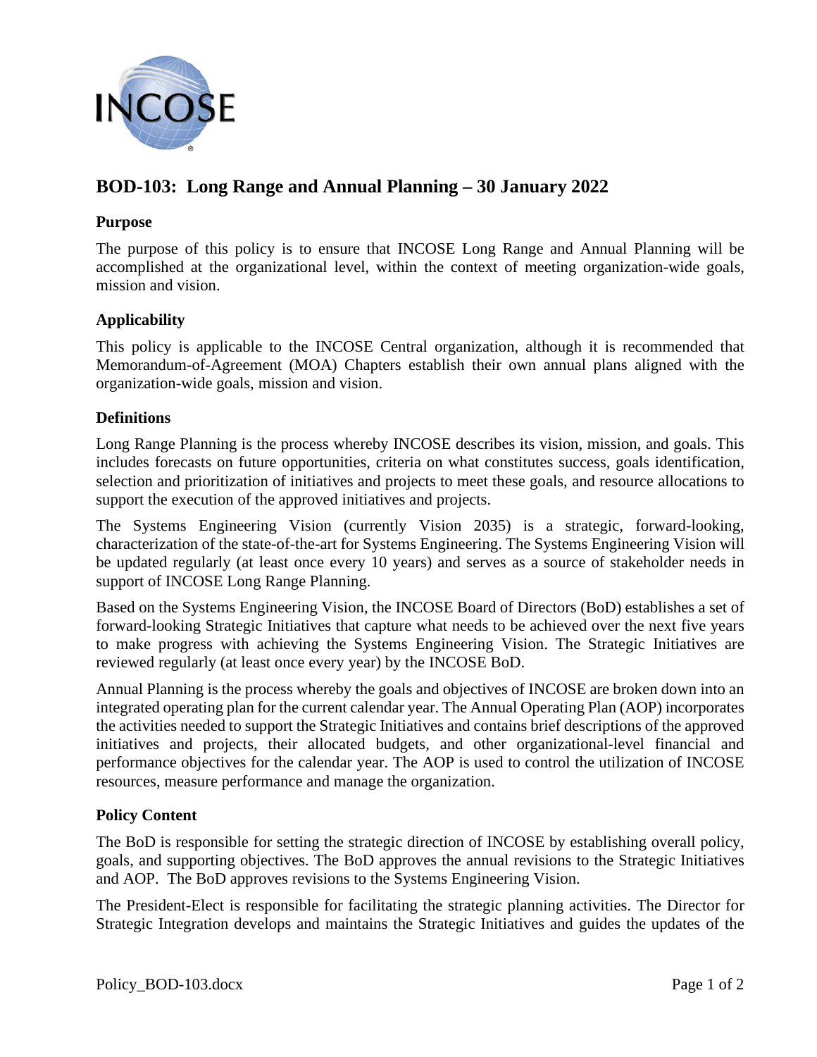# BOD-103: Long Range and Annual Planning – 30 January 2022

## Purpose

The purpose of this policy is to ensure that INCOSE Long Range and Annual Planning will be accomplished at the organizational level, within the context of meeting organization-wide goals, mission and vision.

## Applicability

This policy is applicable to the INCOSE Central organization, although it is recommended that Memorandum-of-Agreement (MOA) Chapters establish their own annual plans aligned with the organization-wide goals, mission and vision.

## Definitions

Long Range Planning is the process whereby INCOSE describes its vision, mission, and goals. This includes forecasts on future opportunities, criteria on what constitutes success, goals identification, selection and prioritization of initiatives and projects to meet these goals, and resource allocations to support the execution of the approved initiatives and projects.

The Systems Engineering Vision (currently Vision 2035) is a strategic, forward-looking, characterization of the state-of-the-art for Systems Engineering. The Systems Engineering Vision will be updated regularly (at least once every 10 years) and serves as a source of stakeholder needs in support of INCOSE Long Range Planning.

Based on the Systems Engineering Vision, the INCOSE Board of Directors (BoD) establishes a set of forward-looking Strategic Initiatives that capture what needs to be achieved over the next five years to make progress with achieving the Systems Engineering Vision. The Strategic Initiatives are reviewed regularly (at least once every year) by the INCOSE BoD.

Annual Planning is the process whereby the goals and objectives of INCOSE are broken down into an integrated operating plan for the current calendar year. The Annual Operating Plan (AOP) incorporates the activities needed to support the Strategic Initiatives and contains brief descriptions of the approved initiatives and projects, their allocated budgets, and other organizational-level financial and performance objectives for the calendar year. The AOP is used to control the utilization of INCOSE resources, measure performance and manage the organization.

## Policy Content

The BoD is responsible for setting the strategic direction of INCOSE by establishing overall policy, goals, and supporting objectives. The BoD approves the annual revisions to the Strategic Initiatives and AOP. The BoD approves revisions to the Systems Engineering Vision.

The President-Elect is responsible for facilitating the strategic planning activities. The Director for Strategic Integration develops and maintains the Strategic Initiatives and guides the updates of the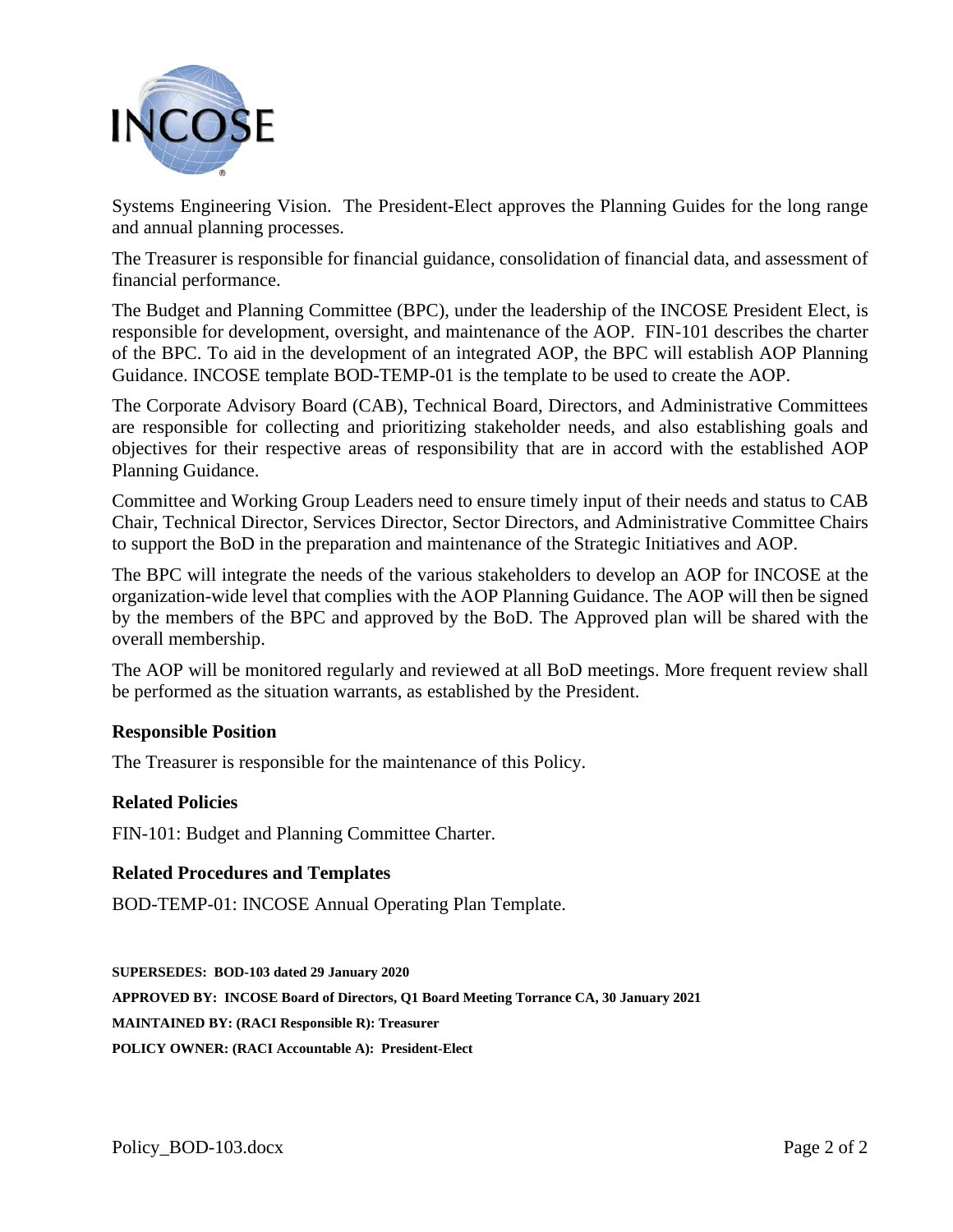Systems Engineering Vision. The President-Elect approves the Planning Guides for the long range and annual planning processes.

The Treasurer is responsible for financial guidance, consolidation of financial data, and assessment of financial performance.

The Budget and Planning Committee (BPC), under the leadership of the INCOSE President Elect, is responsible for development, oversight, and maintenance of the AOP. FIN-101 describes the charter of the BPC. To aid in the development of an integrated AOP, the BPC will establish AOP Planning Guidance. INCOSE template BOD-TEMP-01 is the template to be used to create the AOP.

The Corporate Advisory Board (CAB), Technical Board, Directors, and Administrative Committees are responsible for collecting and prioritizing stakeholder needs, and also establishing goals and objectives for their respective areas of responsibility that are in accord with the established AOP Planning Guidance.

Committee and Working Group Leaders need to ensure timely input of their needs and status to CAB Chair, Technical Director, Services Director, Sector Directors, and Administrative Committee Chairs to support the BoD in the preparation and maintenance of the Strategic Initiatives and AOP.

The BPC will integrate the needs of the various stakeholders to develop an AOP for INCOSE at the organization-wide level that complies with the AOP Planning Guidance. The AOP will then be signed by the members of the BPC and approved by the BoD. The Approved plan will be shared with the overall membership.

The AOP will be monitored regularly and reviewed at all BoD meetings. More frequent review shall be performed as the situation warrants, as established by the President.

### Responsible Position

The Treasurer is responsible for the maintenance of this Policy.

### Related Policies

FIN-101: Budget and Planning Committee Charter.

### Related Procedures and Templates

BOD-TEMP-01: INCOSE Annual Operating Plan Template.

**SUPERSEDES: BOD-103 dated 29 January 2020**

**APPROVED BY: INCOSE Board of Directors, Q1 Board Meeting Torrance CA, 30 January 2021**

**MAINTAINED BY: (RACI Responsible R): Treasurer**

**POLICY OWNER: (RACI Accountable A): President-Elect**